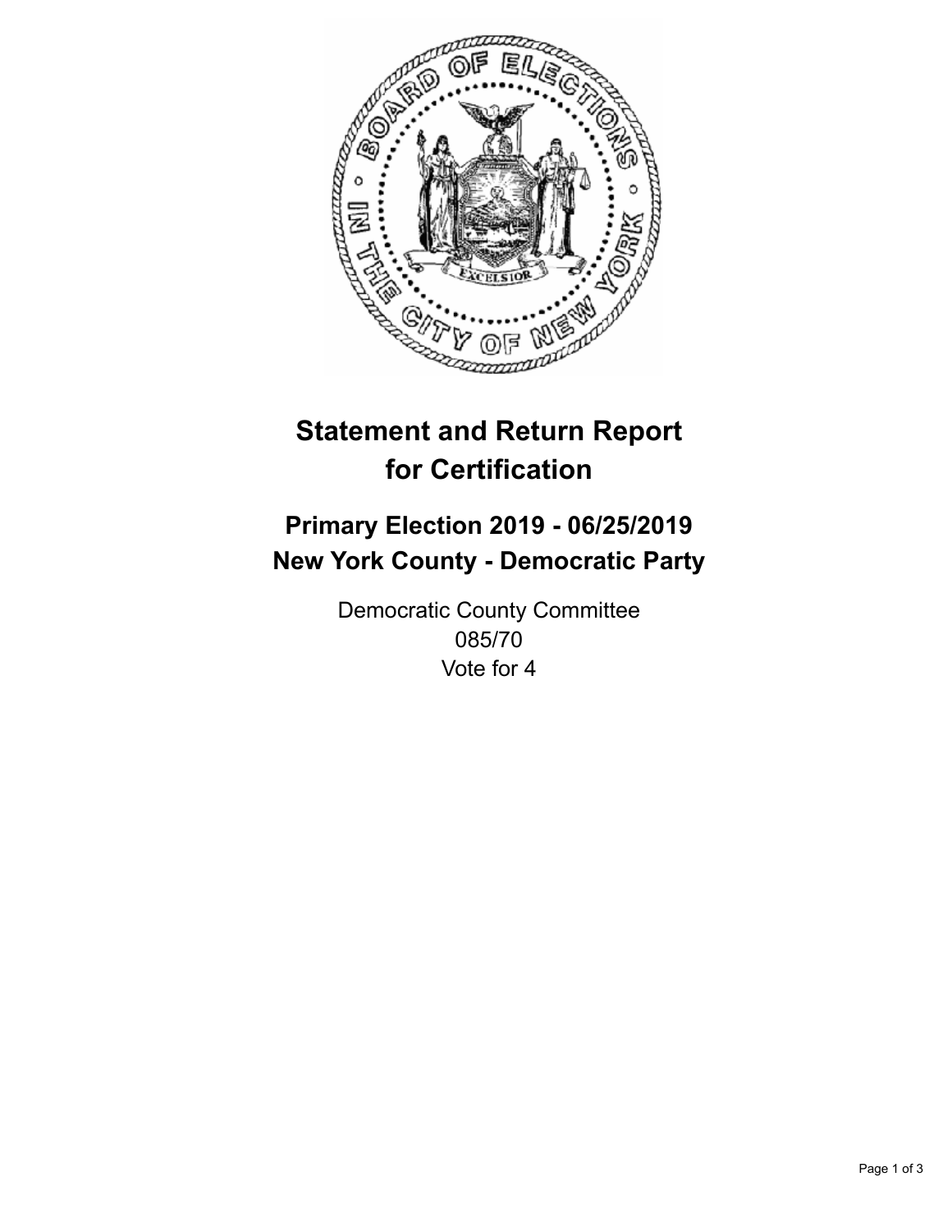# Statement and Return Report for Certification

## Primary Election 2019 - 06/25/2019
## New York County - Democratic Party

Democratic County Committee
085/70
Vote for 4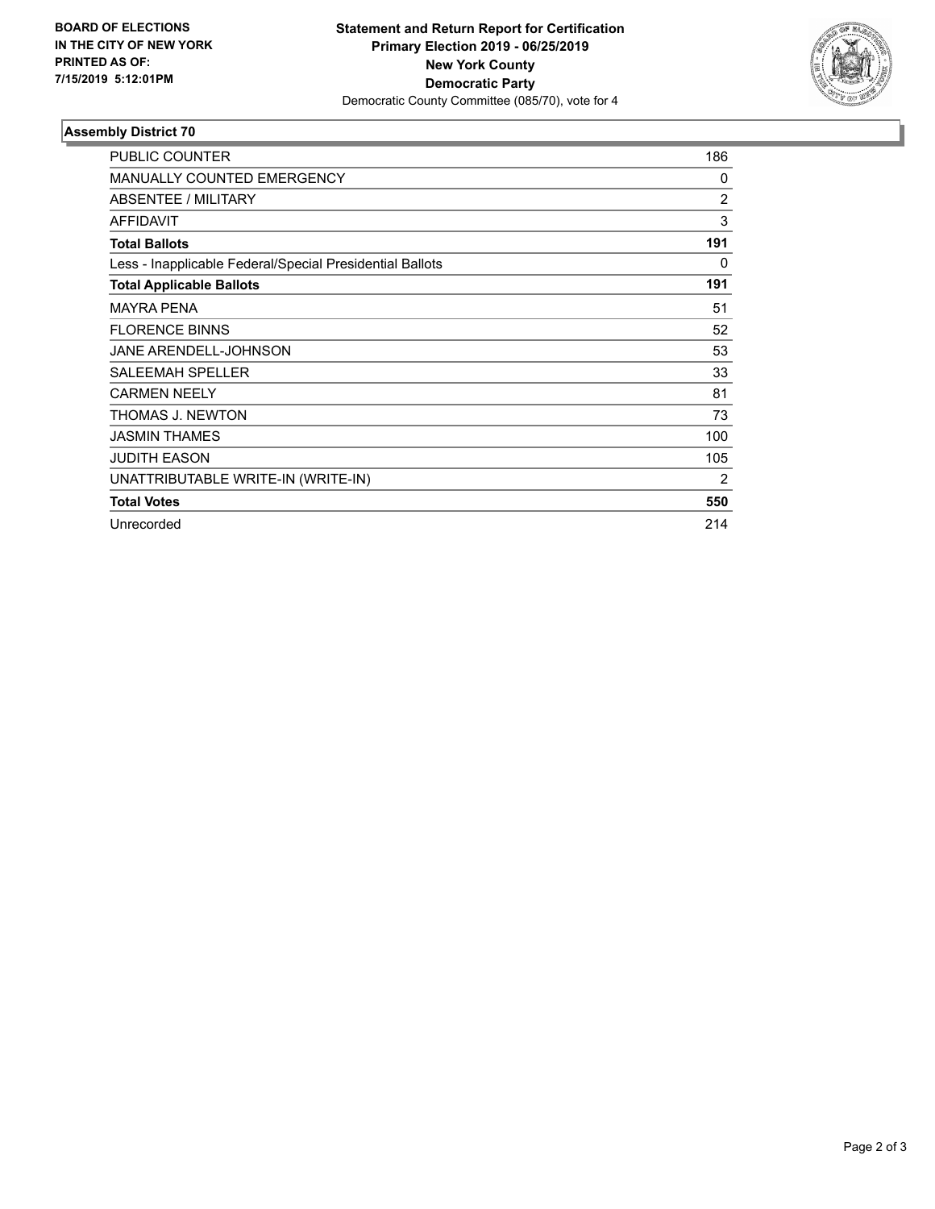**BOARD OF ELECTIONS IN THE CITY OF NEW YORK PRINTED AS OF: 7/15/2019 5:12:01PM**

**Statement and Return Report for Certification Primary Election 2019 - 06/25/2019 New York County Democratic Party**
Democratic County Committee (085/70), vote for 4

### Assembly District 70

| | |
|---|---|
| PUBLIC COUNTER | 186 |
| MANUALLY COUNTED EMERGENCY | 0 |
| ABSENTEE / MILITARY | 2 |
| AFFIDAVIT | 3 |
| **Total Ballots** | **191** |
| Less - Inapplicable Federal/Special Presidential Ballots | 0 |
| **Total Applicable Ballots** | **191** |
| MAYRA PENA | 51 |
| FLORENCE BINNS | 52 |
| JANE ARENDELL-JOHNSON | 53 |
| SALEEMAH SPELLER | 33 |
| CARMEN NEELY | 81 |
| THOMAS J. NEWTON | 73 |
| JASMIN THAMES | 100 |
| JUDITH EASON | 105 |
| UNATTRIBUTABLE WRITE-IN (WRITE-IN) | 2 |
| **Total Votes** | **550** |
| Unrecorded | 214 |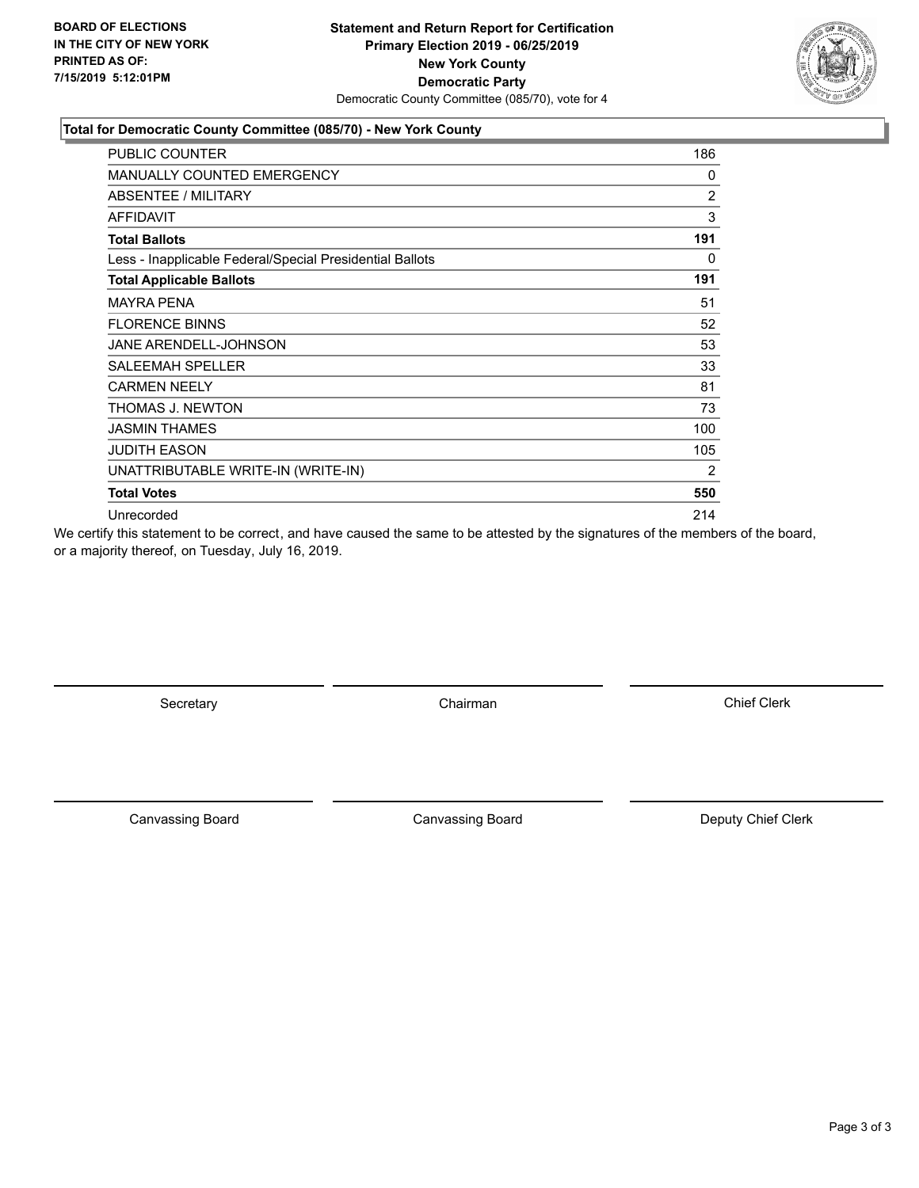**BOARD OF ELECTIONS IN THE CITY OF NEW YORK PRINTED AS OF: 7/15/2019 5:12:01PM**

**Statement and Return Report for Certification Primary Election 2019 - 06/25/2019 New York County Democratic Party**

Democratic County Committee (085/70), vote for 4

### Total for Democratic County Committee (085/70) - New York County

| | |
|---|---|
| PUBLIC COUNTER | 186 |
| MANUALLY COUNTED EMERGENCY | 0 |
| ABSENTEE / MILITARY | 2 |
| AFFIDAVIT | 3 |
| **Total Ballots** | **191** |
| Less - Inapplicable Federal/Special Presidential Ballots | 0 |
| **Total Applicable Ballots** | **191** |
| MAYRA PENA | 51 |
| FLORENCE BINNS | 52 |
| JANE ARENDELL-JOHNSON | 53 |
| SALEEMAH SPELLER | 33 |
| CARMEN NEELY | 81 |
| THOMAS J. NEWTON | 73 |
| JASMIN THAMES | 100 |
| JUDITH EASON | 105 |
| UNATTRIBUTABLE WRITE-IN (WRITE-IN) | 2 |
| **Total Votes** | **550** |
| Unrecorded | 214 |

We certify this statement to be correct, and have caused the same to be attested by the signatures of the members of the board, or a majority thereof, on Tuesday, July 16, 2019.

Secretary

Chairman

Chief Clerk

Canvassing Board

Canvassing Board

Deputy Chief Clerk